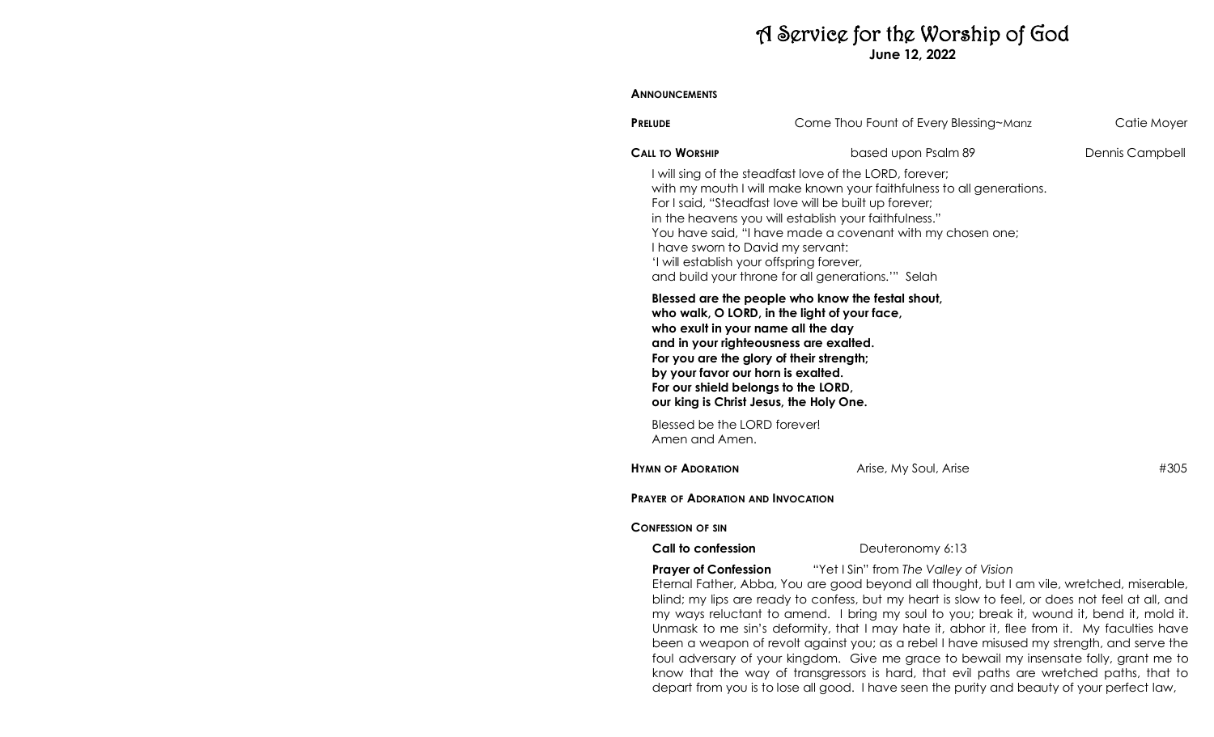# A Service for the Worship of God

**June 12, 2022**

**ANNOUNCEMENTS**

**PRELUDE** Come Thou Fount of Every Blessing~Manz Catie Moyer

**CALL TO WORSHIP** based upon Psalm 89 Dennis Campbell

I will sing of the steadfast love of the LORD, forever;
with my mouth I will make known your faithfulness to all generations.
For I said, "Steadfast love will be built up forever;
in the heavens you will establish your faithfulness."
You have said, "I have made a covenant with my chosen one;
I have sworn to David my servant:
'I will establish your offspring forever,
and build your throne for all generations.'" Selah

**Blessed are the people who know the festal shout,**
**who walk, O LORD, in the light of your face,**
**who exult in your name all the day**
**and in your righteousness are exalted.**
**For you are the glory of their strength;**
**by your favor our horn is exalted.**
**For our shield belongs to the LORD,**
**our king is Christ Jesus, the Holy One.**

Blessed be the LORD forever!
Amen and Amen.

**HYMN OF ADORATION** Arise, My Soul, Arise #305

**PRAYER OF ADORATION AND INVOCATION**

**CONFESSION OF SIN**

**Call to confession** Deuteronomy 6:13

**Prayer of Confession** "Yet I Sin" from *The Valley of Vision*

Eternal Father, Abba, You are good beyond all thought, but I am vile, wretched, miserable, blind; my lips are ready to confess, but my heart is slow to feel, or does not feel at all, and my ways reluctant to amend. I bring my soul to you; break it, wound it, bend it, mold it. Unmask to me sin's deformity, that I may hate it, abhor it, flee from it. My faculties have been a weapon of revolt against you; as a rebel I have misused my strength, and serve the foul adversary of your kingdom. Give me grace to bewail my insensate folly, grant me to know that the way of transgressors is hard, that evil paths are wretched paths, that to depart from you is to lose all good. I have seen the purity and beauty of your perfect law,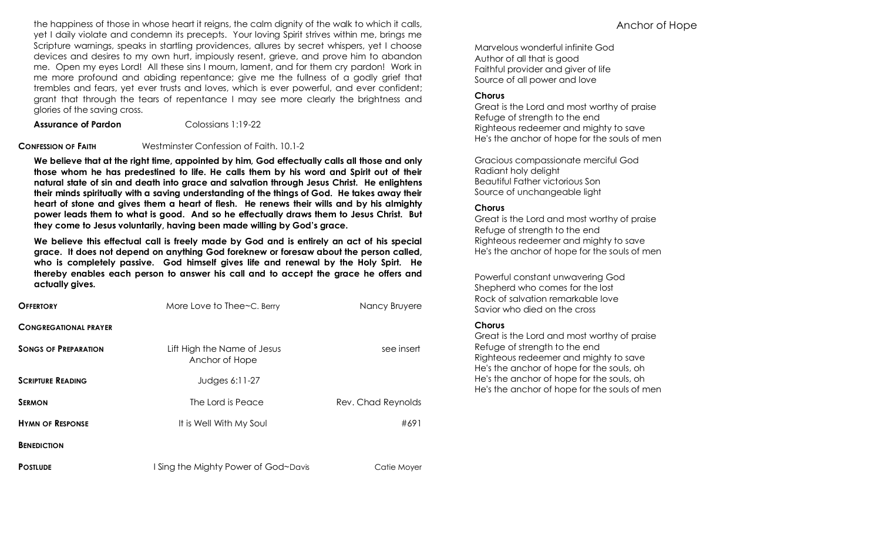the happiness of those in whose heart it reigns, the calm dignity of the walk to which it calls, yet I daily violate and condemn its precepts. Your loving Spirit strives within me, brings me Scripture warnings, speaks in startling providences, allures by secret whispers, yet I choose devices and desires to my own hurt, impiously resent, grieve, and prove him to abandon me. Open my eyes Lord! All these sins I mourn, lament, and for them cry pardon! Work in me more profound and abiding repentance; give me the fullness of a godly grief that trembles and fears, yet ever trusts and loves, which is ever powerful, and ever confident; grant that through the tears of repentance I may see more clearly the brightness and glories of the saving cross.

**Assurance of Pardon** Colossians 1:19-22

**CONFESSION OF FAITH** Westminster Confession of Faith. 10.1-2

**We believe that at the right time, appointed by him, God effectually calls all those and only those whom he has predestined to life. He calls them by his word and Spirit out of their natural state of sin and death into grace and salvation through Jesus Christ. He enlightens their minds spiritually with a saving understanding of the things of God. He takes away their heart of stone and gives them a heart of flesh. He renews their wills and by his almighty power leads them to what is good. And so he effectually draws them to Jesus Christ. But they come to Jesus voluntarily, having been made willing by God's grace.**

**We believe this effectual call is freely made by God and is entirely an act of his special grace. It does not depend on anything God foreknew or foresaw about the person called, who is completely passive. God himself gives life and renewal by the Holy Spirt. He thereby enables each person to answer his call and to accept the grace he offers and actually gives.**

| | | |
|---|---|---|
| **OFFERTORY** | More Love to Thee~C. Berry | Nancy Bruyere |
| **CONGREGATIONAL PRAYER** | | |
| **SONGS OF PREPARATION** | Lift High the Name of Jesus<br>Anchor of Hope | see insert |
| **SCRIPTURE READING** | Judges 6:11-27 | |
| **SERMON** | The Lord is Peace | Rev. Chad Reynolds |
| **HYMN OF RESPONSE** | It is Well With My Soul | #691 |
| **BENEDICTION** | | |
| **POSTLUDE** | I Sing the Mighty Power of God~Davis | Catie Moyer |

## Anchor of Hope

Marvelous wonderful infinite God
Author of all that is good
Faithful provider and giver of life
Source of all power and love

**Chorus**
Great is the Lord and most worthy of praise
Refuge of strength to the end
Righteous redeemer and mighty to save
He's the anchor of hope for the souls of men

Gracious compassionate merciful God
Radiant holy delight
Beautiful Father victorious Son
Source of unchangeable light

**Chorus**
Great is the Lord and most worthy of praise
Refuge of strength to the end
Righteous redeemer and mighty to save
He's the anchor of hope for the souls of men

Powerful constant unwavering God
Shepherd who comes for the lost
Rock of salvation remarkable love
Savior who died on the cross

**Chorus**
Great is the Lord and most worthy of praise
Refuge of strength to the end
Righteous redeemer and mighty to save
He's the anchor of hope for the souls, oh
He's the anchor of hope for the souls, oh
He's the anchor of hope for the souls of men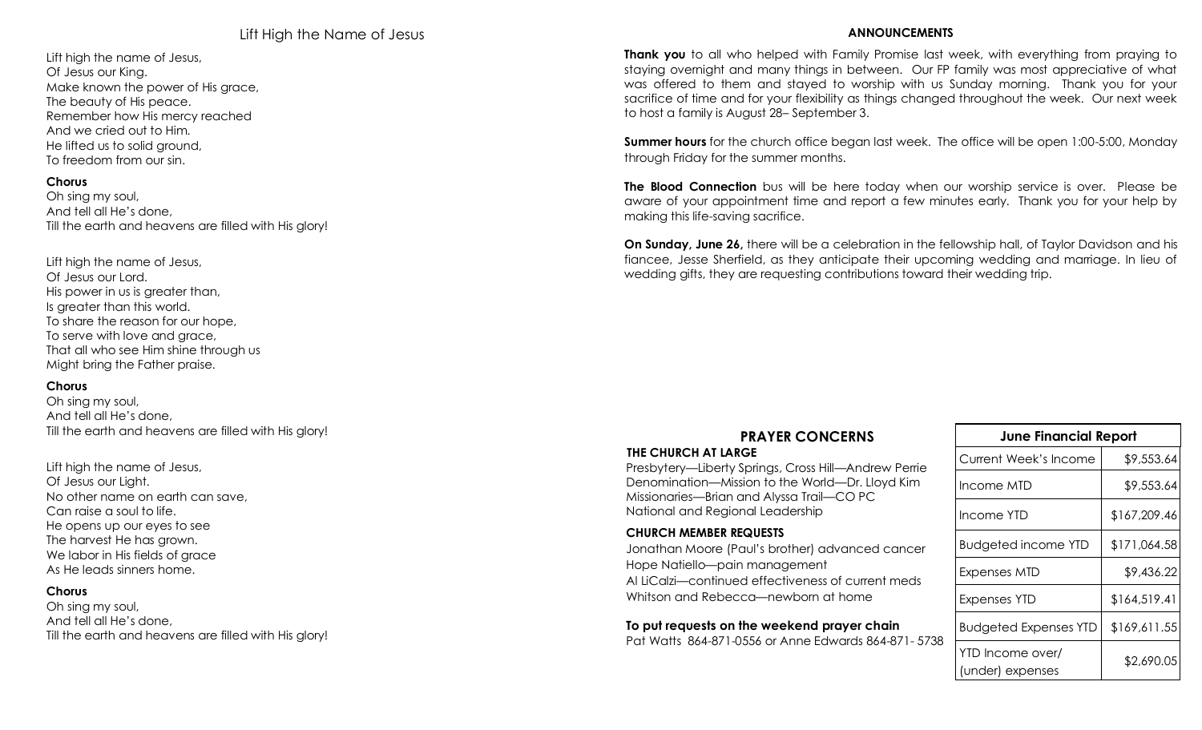## Lift High the Name of Jesus

Lift high the name of Jesus,
Of Jesus our King.
Make known the power of His grace,
The beauty of His peace.
Remember how His mercy reached
And we cried out to Him.
He lifted us to solid ground,
To freedom from our sin.

**Chorus**
Oh sing my soul,
And tell all He's done,
Till the earth and heavens are filled with His glory!

Lift high the name of Jesus,
Of Jesus our Lord.
His power in us is greater than,
Is greater than this world.
To share the reason for our hope,
To serve with love and grace,
That all who see Him shine through us
Might bring the Father praise.

**Chorus**
Oh sing my soul,
And tell all He's done,
Till the earth and heavens are filled with His glory!

Lift high the name of Jesus,
Of Jesus our Light.
No other name on earth can save,
Can raise a soul to life.
He opens up our eyes to see
The harvest He has grown.
We labor in His fields of grace
As He leads sinners home.

**Chorus**
Oh sing my soul,
And tell all He's done,
Till the earth and heavens are filled with His glory!

## ANNOUNCEMENTS

**Thank you** to all who helped with Family Promise last week, with everything from praying to staying overnight and many things in between. Our FP family was most appreciative of what was offered to them and stayed to worship with us Sunday morning. Thank you for your sacrifice of time and for your flexibility as things changed throughout the week. Our next week to host a family is August 28– September 3.

**Summer hours** for the church office began last week. The office will be open 1:00-5:00, Monday through Friday for the summer months.

**The Blood Connection** bus will be here today when our worship service is over. Please be aware of your appointment time and report a few minutes early. Thank you for your help by making this life-saving sacrifice.

**On Sunday, June 26,** there will be a celebration in the fellowship hall, of Taylor Davidson and his fiancee, Jesse Sherfield, as they anticipate their upcoming wedding and marriage. In lieu of wedding gifts, they are requesting contributions toward their wedding trip.

## PRAYER CONCERNS

### THE CHURCH AT LARGE

Presbytery—Liberty Springs, Cross Hill—Andrew Perrie
Denomination—Mission to the World—Dr. Lloyd Kim
Missionaries—Brian and Alyssa Trail—CO PC
National and Regional Leadership

### CHURCH MEMBER REQUESTS

Jonathan Moore (Paul's brother) advanced cancer
Hope Natiello—pain management
Al LiCalzi—continued effectiveness of current meds
Whitson and Rebecca—newborn at home

**To put requests on the weekend prayer chain**
Pat Watts 864-871-0556 or Anne Edwards 864-871- 5738

| June Financial Report | |
|---|---|
| Current Week's Income | $9,553.64 |
| Income MTD | $9,553.64 |
| Income YTD | $167,209.46 |
| Budgeted income YTD | $171,064.58 |
| Expenses MTD | $9,436.22 |
| Expenses YTD | $164,519.41 |
| Budgeted Expenses YTD | $169,611.55 |
| YTD Income over/ (under) expenses | $2,690.05 |